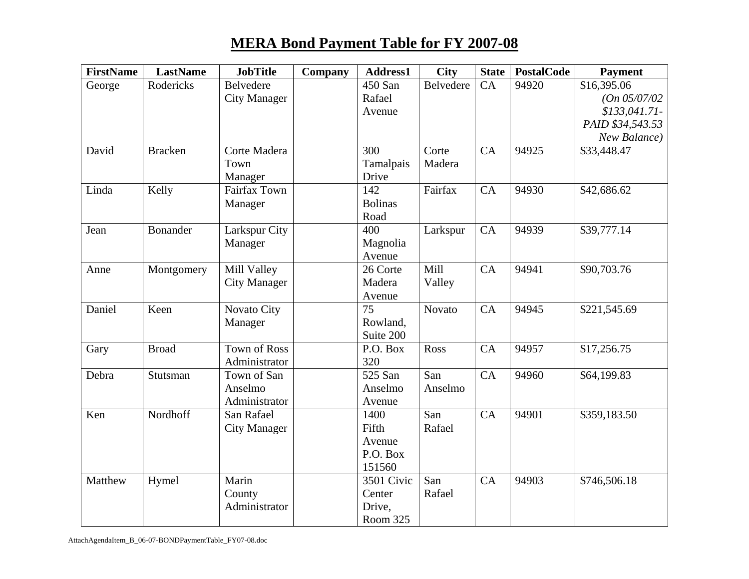# MERA Bond Payment Table for FY 2007-08

| FirstName | LastName | JobTitle | Company | Address1 | City | State | PostalCode | Payment |
|---|---|---|---|---|---|---|---|---|
| George | Rodericks | Belvedere City Manager | | 450 San Rafael Avenue | Belvedere | CA | 94920 | $16,395.06 *(On 05/07/02 $133,041.71- PAID $34,543.53 New Balance)* |
| David | Bracken | Corte Madera Town Manager | | 300 Tamalpais Drive | Corte Madera | CA | 94925 | $33,448.47 |
| Linda | Kelly | Fairfax Town Manager | | 142 Bolinas Road | Fairfax | CA | 94930 | $42,686.62 |
| Jean | Bonander | Larkspur City Manager | | 400 Magnolia Avenue | Larkspur | CA | 94939 | $39,777.14 |
| Anne | Montgomery | Mill Valley City Manager | | 26 Corte Madera Avenue | Mill Valley | CA | 94941 | $90,703.76 |
| Daniel | Keen | Novato City Manager | | 75 Rowland, Suite 200 | Novato | CA | 94945 | $221,545.69 |
| Gary | Broad | Town of Ross Administrator | | P.O. Box 320 | Ross | CA | 94957 | $17,256.75 |
| Debra | Stutsman | Town of San Anselmo Administrator | | 525 San Anselmo Avenue | San Anselmo | CA | 94960 | $64,199.83 |
| Ken | Nordhoff | San Rafael City Manager | | 1400 Fifth Avenue P.O. Box 151560 | San Rafael | CA | 94901 | $359,183.50 |
| Matthew | Hymel | Marin County Administrator | | 3501 Civic Center Drive, Room 325 | San Rafael | CA | 94903 | $746,506.18 |

AttachAgendaItem_B_06-07-BONDPaymentTable_FY07-08.doc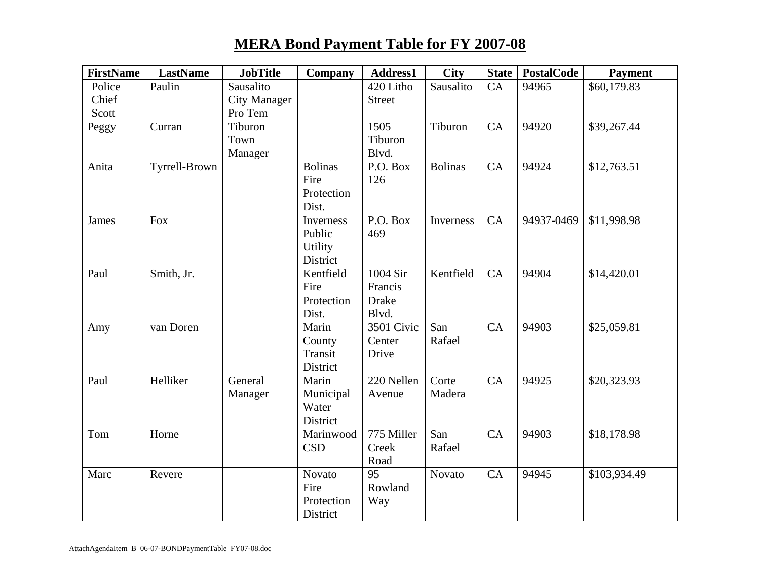# MERA Bond Payment Table for FY 2007-08

| FirstName | LastName | JobTitle | Company | Address1 | City | State | PostalCode | Payment |
|---|---|---|---|---|---|---|---|---|
| Police Chief Scott | Paulin | Sausalito City Manager Pro Tem | | 420 Litho Street | Sausalito | CA | 94965 | $60,179.83 |
| Peggy | Curran | Tiburon Town Manager | | 1505 Tiburon Blvd. | Tiburon | CA | 94920 | $39,267.44 |
| Anita | Tyrrell-Brown | | Bolinas Fire Protection Dist. | P.O. Box 126 | Bolinas | CA | 94924 | $12,763.51 |
| James | Fox | | Inverness Public Utility District | P.O. Box 469 | Inverness | CA | 94937-0469 | $11,998.98 |
| Paul | Smith, Jr. | | Kentfield Fire Protection Dist. | 1004 Sir Francis Drake Blvd. | Kentfield | CA | 94904 | $14,420.01 |
| Amy | van Doren | | Marin County Transit District | 3501 Civic Center Drive | San Rafael | CA | 94903 | $25,059.81 |
| Paul | Helliker | General Manager | Marin Municipal Water District | 220 Nellen Avenue | Corte Madera | CA | 94925 | $20,323.93 |
| Tom | Horne | | Marinwood CSD | 775 Miller Creek Road | San Rafael | CA | 94903 | $18,178.98 |
| Marc | Revere | | Novato Fire Protection District | 95 Rowland Way | Novato | CA | 94945 | $103,934.49 |

AttachAgendaItem_B_06-07-BONDPaymentTable_FY07-08.doc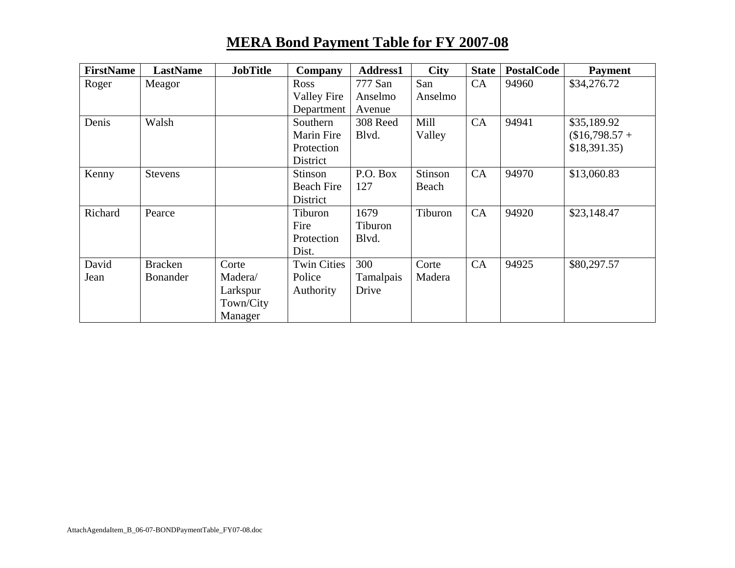# MERA Bond Payment Table for FY 2007-08

| FirstName | LastName | JobTitle | Company | Address1 | City | State | PostalCode | Payment |
|---|---|---|---|---|---|---|---|---|
| Roger | Meagor | | Ross Valley Fire Department | 777 San Anselmo Avenue | San Anselmo | CA | 94960 | $34,276.72 |
| Denis | Walsh | | Southern Marin Fire Protection District | 308 Reed Blvd. | Mill Valley | CA | 94941 | $35,189.92 ($16,798.57 + $18,391.35) |
| Kenny | Stevens | | Stinson Beach Fire District | P.O. Box 127 | Stinson Beach | CA | 94970 | $13,060.83 |
| Richard | Pearce | | Tiburon Fire Protection Dist. | 1679 Tiburon Blvd. | Tiburon | CA | 94920 | $23,148.47 |
| David Jean | Bracken Bonander | Corte Madera/ Larkspur Town/City Manager | Twin Cities Police Authority | 300 Tamalpais Drive | Corte Madera | CA | 94925 | $80,297.57 |

AttachAgendaItem_B_06-07-BONDPaymentTable_FY07-08.doc